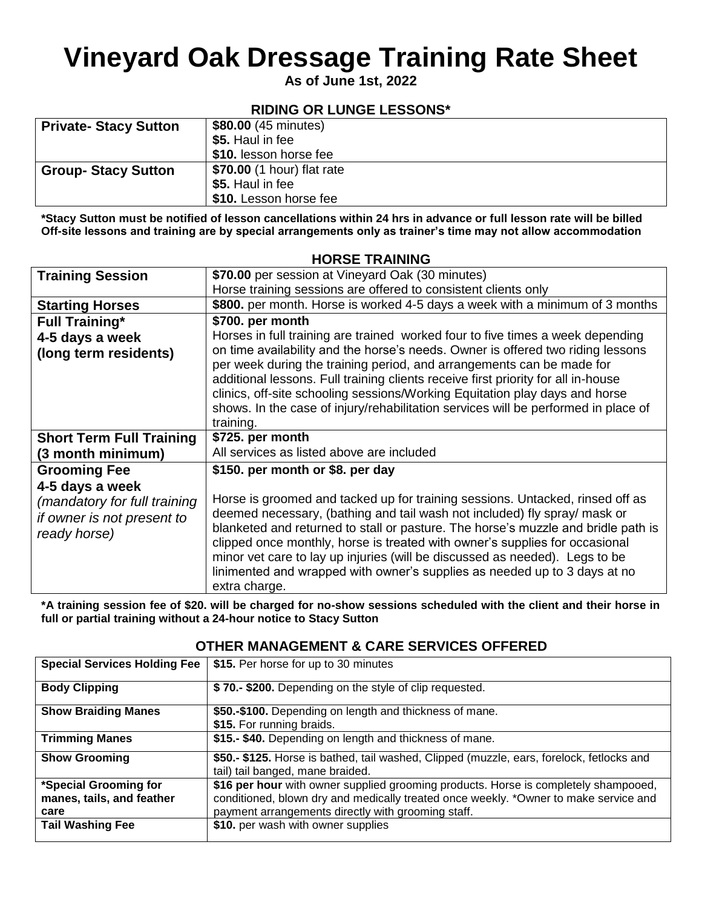# Vineyard Oak Dressage Training Rate Sheet

**As of June 1st, 2022**

## RIDING OR LUNGE LESSONS*

| | |
|---|---|
| **Private- Stacy Sutton** | **$80.00** (45 minutes)<br>**$5.** Haul in fee<br>**$10.** lesson horse fee |
| **Group- Stacy Sutton** | **$70.00** (1 hour) flat rate<br>**$5.** Haul in fee<br>**$10.** Lesson horse fee |

**\*Stacy Sutton must be notified of lesson cancellations within 24 hrs in advance or full lesson rate will be billed Off-site lessons and training are by special arrangements only as trainer's time may not allow accommodation**

## HORSE TRAINING

| | |
|---|---|
| **Training Session** | **$70.00** per session at Vineyard Oak (30 minutes)<br>Horse training sessions are offered to consistent clients only |
| **Starting Horses** | **$800.** per month. Horse is worked 4-5 days a week with a minimum of 3 months |
| **Full Training\*<br>4-5 days a week<br>(long term residents)** | **$700. per month**<br>Horses in full training are trained worked four to five times a week depending on time availability and the horse's needs. Owner is offered two riding lessons per week during the training period, and arrangements can be made for additional lessons. Full training clients receive first priority for all in-house clinics, off-site schooling sessions/Working Equitation play days and horse shows. In the case of injury/rehabilitation services will be performed in place of training. |
| **Short Term Full Training<br>(3 month minimum)** | **$725. per month**<br>All services as listed above are included |
| **Grooming Fee<br>4-5 days a week**<br>*(mandatory for full training if owner is not present to ready horse)* | **$150. per month or $8. per day**<br><br>Horse is groomed and tacked up for training sessions. Untacked, rinsed off as deemed necessary, (bathing and tail wash not included) fly spray/ mask or blanketed and returned to stall or pasture. The horse's muzzle and bridle path is clipped once monthly, horse is treated with owner's supplies for occasional minor vet care to lay up injuries (will be discussed as needed). Legs to be linimented and wrapped with owner's supplies as needed up to 3 days at no extra charge. |

**\*A training session fee of $20. will be charged for no-show sessions scheduled with the client and their horse in full or partial training without a 24-hour notice to Stacy Sutton**

## OTHER MANAGEMENT & CARE SERVICES OFFERED

| | |
|---|---|
| **Special Services Holding Fee** | **$15.** Per horse for up to 30 minutes |
| **Body Clipping** | **$ 70.- $200.** Depending on the style of clip requested. |
| **Show Braiding Manes** | **$50.-$100.** Depending on length and thickness of mane.<br>**$15.** For running braids. |
| **Trimming Manes** | **$15.- $40.** Depending on length and thickness of mane. |
| **Show Grooming** | **$50.- $125.** Horse is bathed, tail washed, Clipped (muzzle, ears, forelock, fetlocks and tail) tail banged, mane braided. |
| **\*Special Grooming for manes, tails, and feather care** | **$16 per hour** with owner supplied grooming products. Horse is completely shampooed, conditioned, blown dry and medically treated once weekly. \*Owner to make service and payment arrangements directly with grooming staff. |
| **Tail Washing Fee** | **$10.** per wash with owner supplies |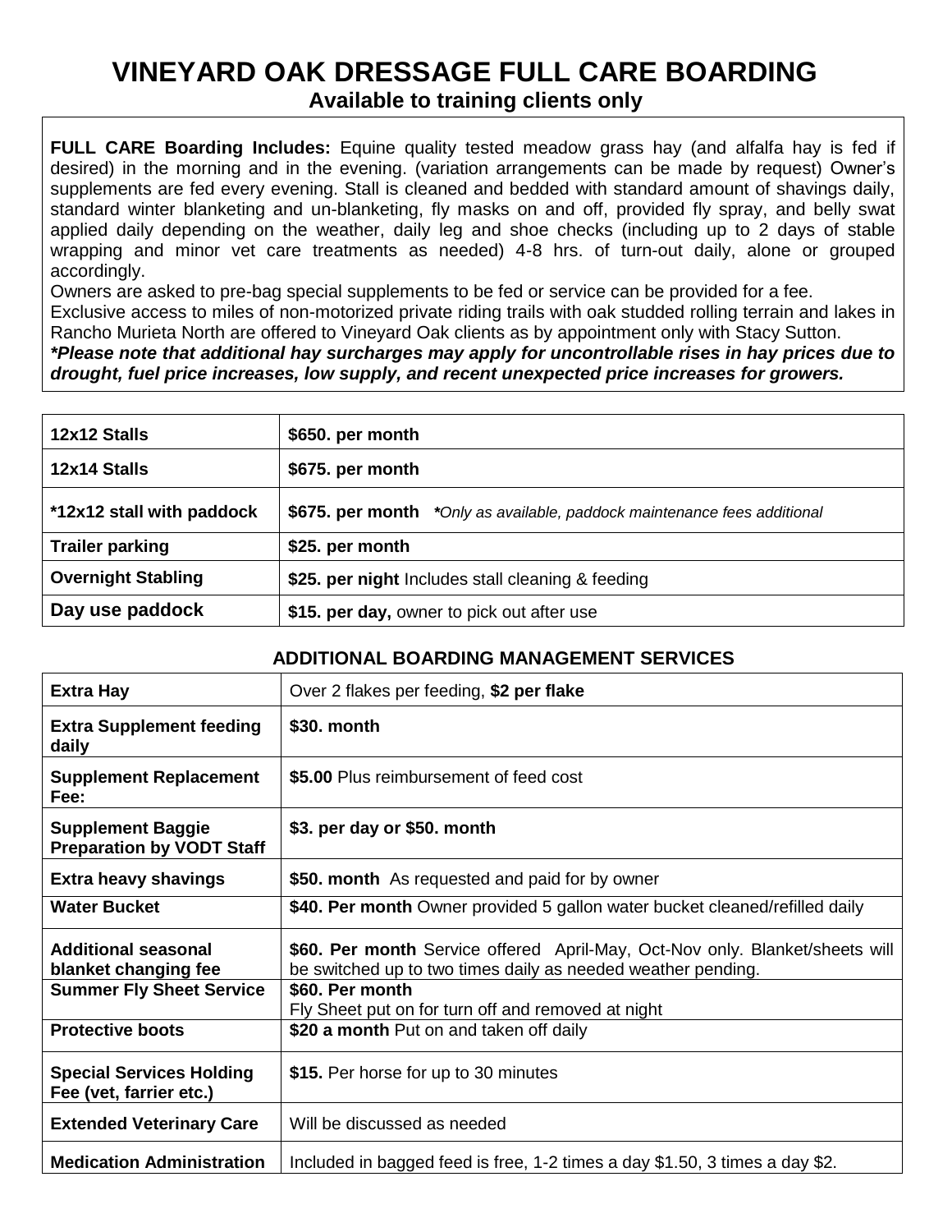# VINEYARD OAK DRESSAGE FULL CARE BOARDING

**Available to training clients only**

**FULL CARE Boarding Includes:** Equine quality tested meadow grass hay (and alfalfa hay is fed if desired) in the morning and in the evening. (variation arrangements can be made by request) Owner's supplements are fed every evening. Stall is cleaned and bedded with standard amount of shavings daily, standard winter blanketing and un-blanketing, fly masks on and off, provided fly spray, and belly swat applied daily depending on the weather, daily leg and shoe checks (including up to 2 days of stable wrapping and minor vet care treatments as needed) 4-8 hrs. of turn-out daily, alone or grouped accordingly.

Owners are asked to pre-bag special supplements to be fed or service can be provided for a fee.

Exclusive access to miles of non-motorized private riding trails with oak studded rolling terrain and lakes in Rancho Murieta North are offered to Vineyard Oak clients as by appointment only with Stacy Sutton.

***Please note that additional hay surcharges may apply for uncontrollable rises in hay prices due to drought, fuel price increases, low supply, and recent unexpected price increases for growers.***

| | |
|---|---|
| **12x12 Stalls** | **$650. per month** |
| **12x14 Stalls** | **$675. per month** |
| ***12x12 stall with paddock** | **$675. per month** **\****Only as available, paddock maintenance fees additional* |
| **Trailer parking** | **$25. per month** |
| **Overnight Stabling** | **$25. per night** Includes stall cleaning & feeding |
| **Day use paddock** | **$15. per day,** owner to pick out after use |

## ADDITIONAL BOARDING MANAGEMENT SERVICES

| | |
|---|---|
| **Extra Hay** | Over 2 flakes per feeding, **$2 per flake** |
| **Extra Supplement feeding daily** | **$30. month** |
| **Supplement Replacement Fee:** | **$5.00** Plus reimbursement of feed cost |
| **Supplement Baggie Preparation by VODT Staff** | **$3. per day or $50. month** |
| **Extra heavy shavings** | **$50. month** As requested and paid for by owner |
| **Water Bucket** | **$40. Per month** Owner provided 5 gallon water bucket cleaned/refilled daily |
| **Additional seasonal blanket changing fee** | **$60. Per month** Service offered April-May, Oct-Nov only. Blanket/sheets will be switched up to two times daily as needed weather pending. |
| **Summer Fly Sheet Service** | **$60. Per month** Fly Sheet put on for turn off and removed at night |
| **Protective boots** | **$20 a month** Put on and taken off daily |
| **Special Services Holding Fee (vet, farrier etc.)** | **$15.** Per horse for up to 30 minutes |
| **Extended Veterinary Care** | Will be discussed as needed |
| **Medication Administration** | Included in bagged feed is free, 1-2 times a day $1.50, 3 times a day $2. |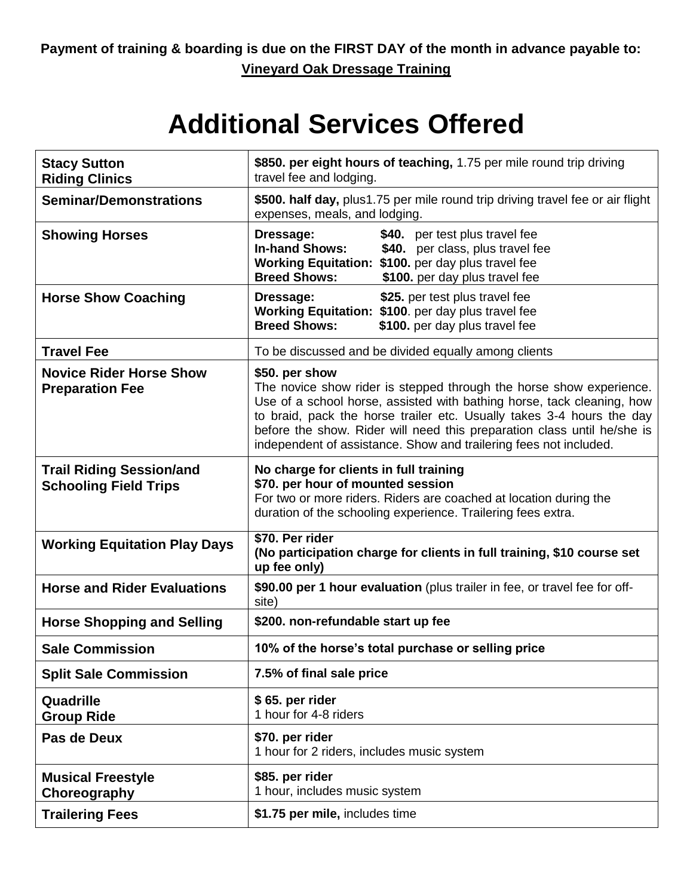**Payment of training & boarding is due on the FIRST DAY of the month in advance payable to:**
**Vineyard Oak Dressage Training**

# Additional Services Offered

| | |
|---|---|
| **Stacy Sutton Riding Clinics** | **$850. per eight hours of teaching,** 1.75 per mile round trip driving travel fee and lodging. |
| **Seminar/Demonstrations** | **$500. half day,** plus1.75 per mile round trip driving travel fee or air flight expenses, meals, and lodging. |
| **Showing Horses** | **Dressage:** **$40.** per test plus travel fee<br>**In-hand Shows:** **$40.** per class, plus travel fee<br>**Working Equitation:** **$100.** per day plus travel fee<br>**Breed Shows:** **$100.** per day plus travel fee |
| **Horse Show Coaching** | **Dressage:** **$25.** per test plus travel fee<br>**Working Equitation:** **$100**. per day plus travel fee<br>**Breed Shows:** **$100.** per day plus travel fee |
| **Travel Fee** | To be discussed and be divided equally among clients |
| **Novice Rider Horse Show Preparation Fee** | **$50. per show**<br>The novice show rider is stepped through the horse show experience. Use of a school horse, assisted with bathing horse, tack cleaning, how to braid, pack the horse trailer etc. Usually takes 3-4 hours the day before the show. Rider will need this preparation class until he/she is independent of assistance. Show and trailering fees not included. |
| **Trail Riding Session/and Schooling Field Trips** | **No charge for clients in full training**<br>**$70. per hour of mounted session**<br>For two or more riders. Riders are coached at location during the duration of the schooling experience. Trailering fees extra. |
| **Working Equitation Play Days** | **$70. Per rider**<br>**(No participation charge for clients in full training, $10 course set up fee only)** |
| **Horse and Rider Evaluations** | **$90.00 per 1 hour evaluation** (plus trailer in fee, or travel fee for off-site) |
| **Horse Shopping and Selling** | **$200. non-refundable start up fee** |
| **Sale Commission** | **10% of the horse's total purchase or selling price** |
| **Split Sale Commission** | **7.5% of final sale price** |
| **Quadrille Group Ride** | **$ 65. per rider**<br>1 hour for 4-8 riders |
| **Pas de Deux** | **$70. per rider**<br>1 hour for 2 riders, includes music system |
| **Musical Freestyle Choreography** | **$85. per rider**<br>1 hour, includes music system |
| **Trailering Fees** | **$1.75 per mile,** includes time |